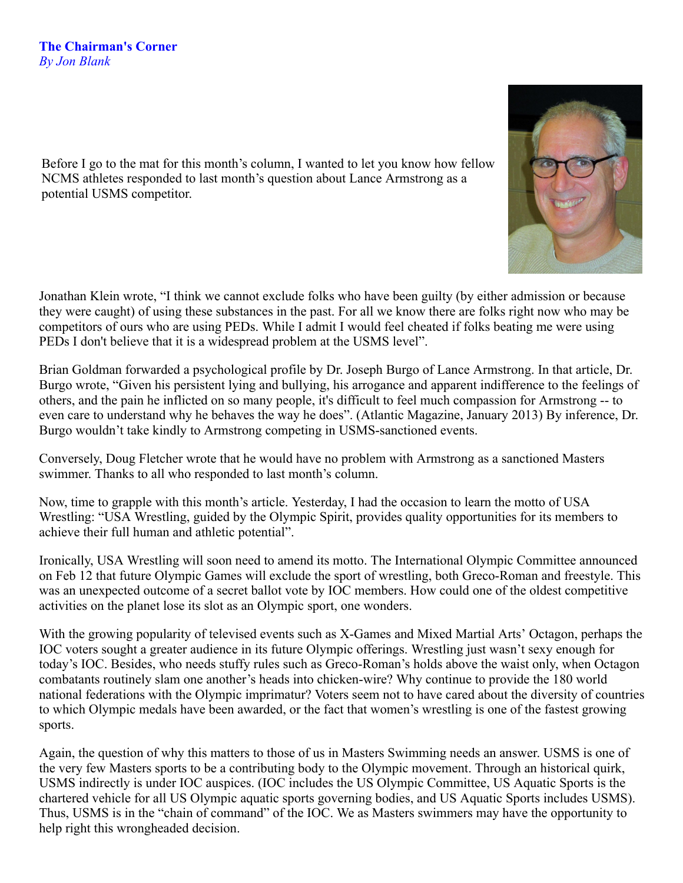**The Chairman's Corner**
*By Jon Blank*

Before I go to the mat for this month's column, I wanted to let you know how fellow NCMS athletes responded to last month's question about Lance Armstrong as a potential USMS competitor.

Jonathan Klein wrote, "I think we cannot exclude folks who have been guilty (by either admission or because they were caught) of using these substances in the past. For all we know there are folks right now who may be competitors of ours who are using PEDs. While I admit I would feel cheated if folks beating me were using PEDs I don't believe that it is a widespread problem at the USMS level".

Brian Goldman forwarded a psychological profile by Dr. Joseph Burgo of Lance Armstrong. In that article, Dr. Burgo wrote, "Given his persistent lying and bullying, his arrogance and apparent indifference to the feelings of others, and the pain he inflicted on so many people, it's difficult to feel much compassion for Armstrong -- to even care to understand why he behaves the way he does". (Atlantic Magazine, January 2013) By inference, Dr. Burgo wouldn't take kindly to Armstrong competing in USMS-sanctioned events.

Conversely, Doug Fletcher wrote that he would have no problem with Armstrong as a sanctioned Masters swimmer. Thanks to all who responded to last month's column.

Now, time to grapple with this month's article. Yesterday, I had the occasion to learn the motto of USA Wrestling: "USA Wrestling, guided by the Olympic Spirit, provides quality opportunities for its members to achieve their full human and athletic potential".

Ironically, USA Wrestling will soon need to amend its motto. The International Olympic Committee announced on Feb 12 that future Olympic Games will exclude the sport of wrestling, both Greco-Roman and freestyle. This was an unexpected outcome of a secret ballot vote by IOC members. How could one of the oldest competitive activities on the planet lose its slot as an Olympic sport, one wonders.

With the growing popularity of televised events such as X-Games and Mixed Martial Arts' Octagon, perhaps the IOC voters sought a greater audience in its future Olympic offerings. Wrestling just wasn't sexy enough for today's IOC. Besides, who needs stuffy rules such as Greco-Roman's holds above the waist only, when Octagon combatants routinely slam one another's heads into chicken-wire? Why continue to provide the 180 world national federations with the Olympic imprimatur? Voters seem not to have cared about the diversity of countries to which Olympic medals have been awarded, or the fact that women's wrestling is one of the fastest growing sports.

Again, the question of why this matters to those of us in Masters Swimming needs an answer. USMS is one of the very few Masters sports to be a contributing body to the Olympic movement. Through an historical quirk, USMS indirectly is under IOC auspices. (IOC includes the US Olympic Committee, US Aquatic Sports is the chartered vehicle for all US Olympic aquatic sports governing bodies, and US Aquatic Sports includes USMS). Thus, USMS is in the "chain of command" of the IOC. We as Masters swimmers may have the opportunity to help right this wrongheaded decision.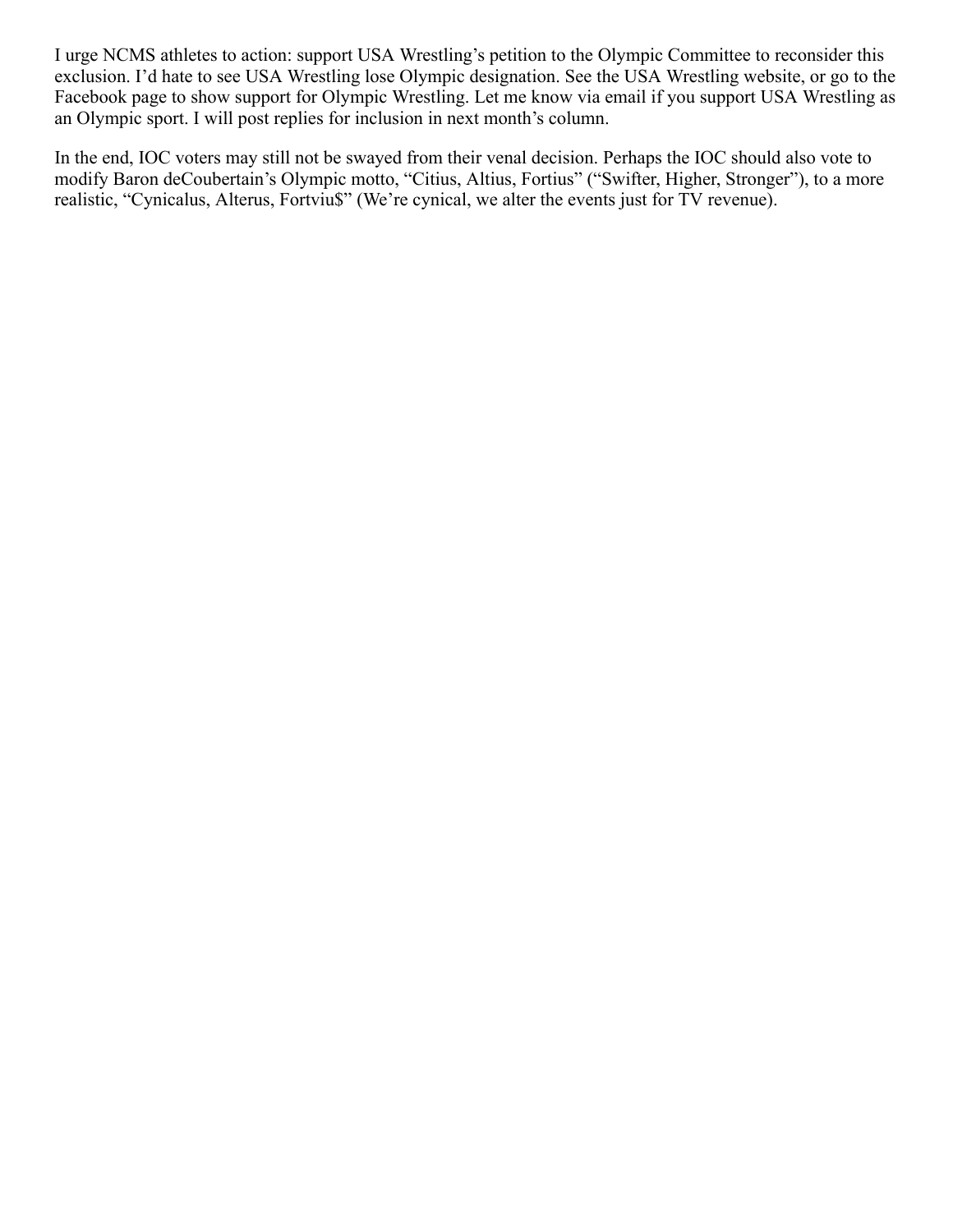I urge NCMS athletes to action: support USA Wrestling's petition to the Olympic Committee to reconsider this exclusion. I'd hate to see USA Wrestling lose Olympic designation. See the USA Wrestling website, or go to the Facebook page to show support for Olympic Wrestling. Let me know via email if you support USA Wrestling as an Olympic sport. I will post replies for inclusion in next month's column.

In the end, IOC voters may still not be swayed from their venal decision. Perhaps the IOC should also vote to modify Baron deCoubertain's Olympic motto, "Citius, Altius, Fortius" ("Swifter, Higher, Stronger"), to a more realistic, "Cynicalus, Alterus, Fortviu$" (We're cynical, we alter the events just for TV revenue).